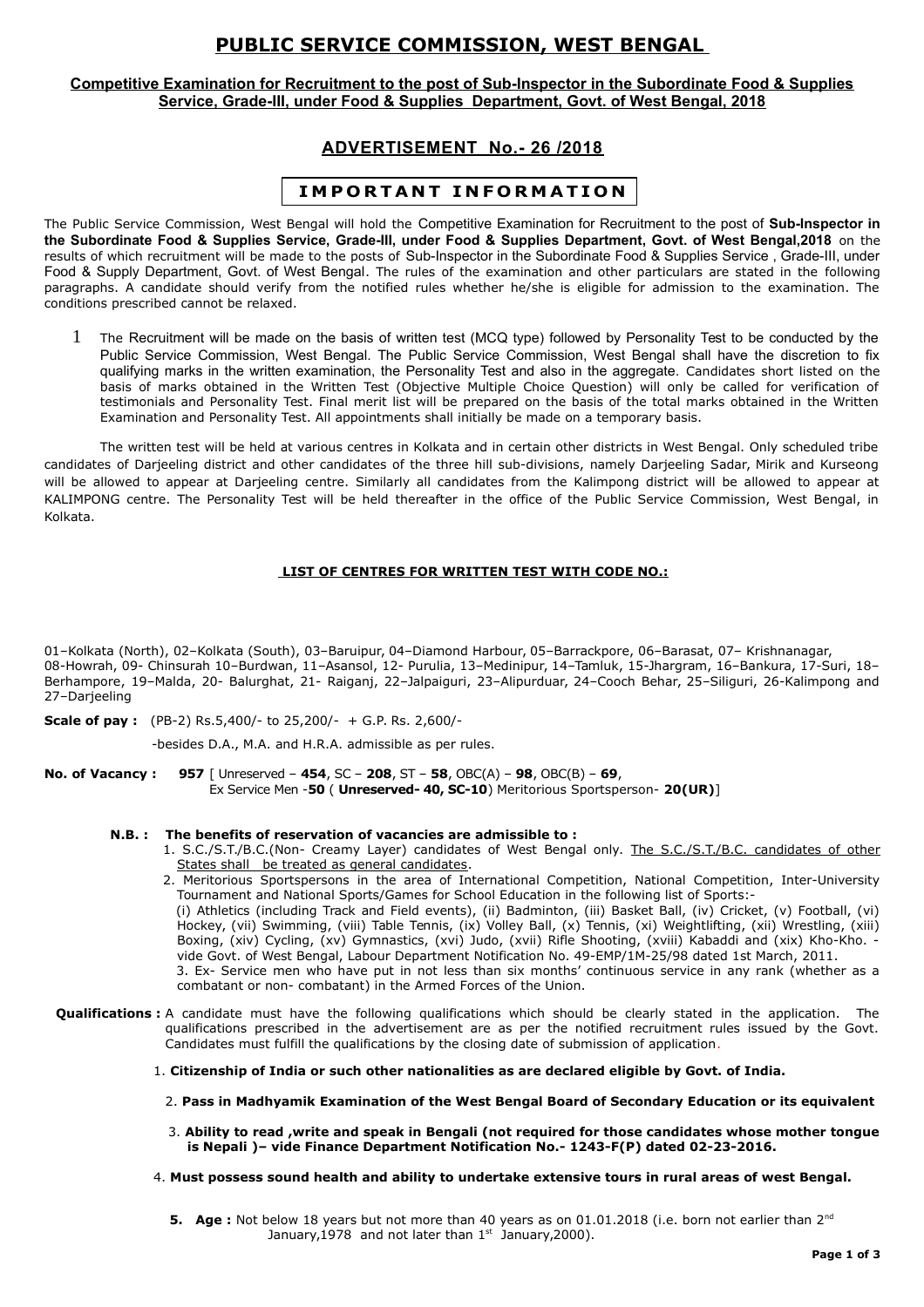# PUBLIC SERVICE COMMISSION, WEST BENGAL

**Competitive Examination for Recruitment to the post of Sub-Inspector in the Subordinate Food & Supplies Service, Grade-III, under Food & Supplies Department, Govt. of West Bengal, 2018**

## ADVERTISEMENT No.- 26 /2018

### IMPORTANT INFORMATION

The Public Service Commission, West Bengal will hold the Competitive Examination for Recruitment to the post of **Sub-Inspector in the Subordinate Food & Supplies Service, Grade-III, under Food & Supplies Department, Govt. of West Bengal,2018** on the results of which recruitment will be made to the posts of Sub-Inspector in the Subordinate Food & Supplies Service , Grade-III, under Food & Supply Department, Govt. of West Bengal. The rules of the examination and other particulars are stated in the following paragraphs. A candidate should verify from the notified rules whether he/she is eligible for admission to the examination. The conditions prescribed cannot be relaxed.

1 The Recruitment will be made on the basis of written test (MCQ type) followed by Personality Test to be conducted by the Public Service Commission, West Bengal. The Public Service Commission, West Bengal shall have the discretion to fix qualifying marks in the written examination, the Personality Test and also in the aggregate. Candidates short listed on the basis of marks obtained in the Written Test (Objective Multiple Choice Question) will only be called for verification of testimonials and Personality Test. Final merit list will be prepared on the basis of the total marks obtained in the Written Examination and Personality Test. All appointments shall initially be made on a temporary basis.

The written test will be held at various centres in Kolkata and in certain other districts in West Bengal. Only scheduled tribe candidates of Darjeeling district and other candidates of the three hill sub-divisions, namely Darjeeling Sadar, Mirik and Kurseong will be allowed to appear at Darjeeling centre. Similarly all candidates from the Kalimpong district will be allowed to appear at KALIMPONG centre. The Personality Test will be held thereafter in the office of the Public Service Commission, West Bengal, in Kolkata.

**LIST OF CENTRES FOR WRITTEN TEST WITH CODE NO.:**

01–Kolkata (North), 02–Kolkata (South), 03–Baruipur, 04–Diamond Harbour, 05–Barrackpore, 06–Barasat, 07– Krishnanagar, 08-Howrah, 09- Chinsurah 10–Burdwan, 11–Asansol, 12- Purulia, 13–Medinipur, 14–Tamluk, 15-Jhargram, 16–Bankura, 17-Suri, 18–Berhampore, 19–Malda, 20- Balurghat, 21- Raiganj, 22–Jalpaiguri, 23–Alipurduar, 24–Cooch Behar, 25–Siliguri, 26-Kalimpong and 27–Darjeeling

**Scale of pay :** (PB-2) Rs.5,400/- to 25,200/- + G.P. Rs. 2,600/-

-besides D.A., M.A. and H.R.A. admissible as per rules.

**No. of Vacancy :** **957** [ Unreserved – **454**, SC – **208**, ST – **58**, OBC(A) – **98**, OBC(B) – **69**, Ex Service Men -**50** ( **Unreserved- 40, SC-10**) Meritorious Sportsperson- **20(UR)**]

**N.B. : The benefits of reservation of vacancies are admissible to :**

1. S.C./S.T./B.C.(Non- Creamy Layer) candidates of West Bengal only. The S.C./S.T./B.C. candidates of other States shall be treated as general candidates.
2. Meritorious Sportspersons in the area of International Competition, National Competition, Inter-University Tournament and National Sports/Games for School Education in the following list of Sports:- (i) Athletics (including Track and Field events), (ii) Badminton, (iii) Basket Ball, (iv) Cricket, (v) Football, (vi) Hockey, (vii) Swimming, (viii) Table Tennis, (ix) Volley Ball, (x) Tennis, (xi) Weightlifting, (xii) Wrestling, (xiii) Boxing, (xiv) Cycling, (xv) Gymnastics, (xvi) Judo, (xvii) Rifle Shooting, (xviii) Kabaddi and (xix) Kho-Kho. -vide Govt. of West Bengal, Labour Department Notification No. 49-EMP/1M-25/98 dated 1st March, 2011.
3. Ex- Service men who have put in not less than six months' continuous service in any rank (whether as a combatant or non- combatant) in the Armed Forces of the Union.

**Qualifications :** A candidate must have the following qualifications which should be clearly stated in the application. The qualifications prescribed in the advertisement are as per the notified recruitment rules issued by the Govt. Candidates must fulfill the qualifications by the closing date of submission of application.

1. **Citizenship of India or such other nationalities as are declared eligible by Govt. of India.**
2. **Pass in Madhyamik Examination of the West Bengal Board of Secondary Education or its equivalent**
3. **Ability to read ,write and speak in Bengali (not required for those candidates whose mother tongue is Nepali )– vide Finance Department Notification No.- 1243-F(P) dated 02-23-2016.**
4. **Must possess sound health and ability to undertake extensive tours in rural areas of west Bengal.**
5. **Age :** Not below 18 years but not more than 40 years as on 01.01.2018 (i.e. born not earlier than 2nd January,1978 and not later than 1st January,2000).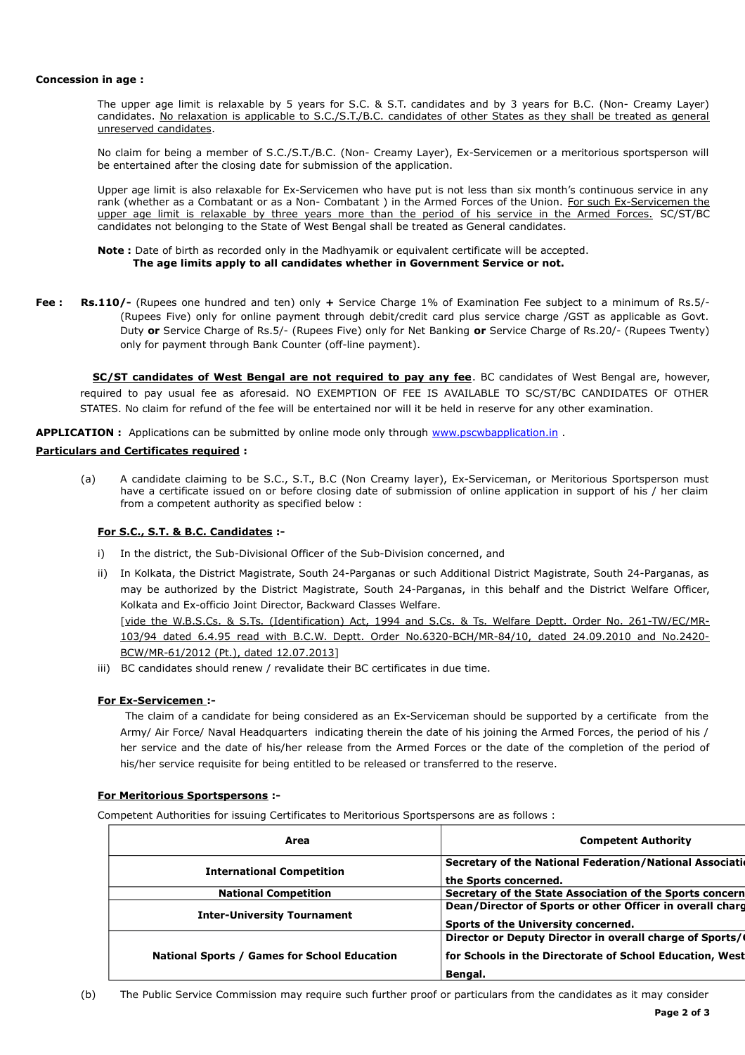**Concession in age :**

The upper age limit is relaxable by 5 years for S.C. & S.T. candidates and by 3 years for B.C. (Non- Creamy Layer) candidates. No relaxation is applicable to S.C./S.T./B.C. candidates of other States as they shall be treated as general unreserved candidates.

No claim for being a member of S.C./S.T./B.C. (Non- Creamy Layer), Ex-Servicemen or a meritorious sportsperson will be entertained after the closing date for submission of the application.

Upper age limit is also relaxable for Ex-Servicemen who have put is not less than six month's continuous service in any rank (whether as a Combatant or as a Non- Combatant ) in the Armed Forces of the Union. For such Ex-Servicemen the upper age limit is relaxable by three years more than the period of his service in the Armed Forces. SC/ST/BC candidates not belonging to the State of West Bengal shall be treated as General candidates.

**Note :** Date of birth as recorded only in the Madhyamik or equivalent certificate will be accepted.
**The age limits apply to all candidates whether in Government Service or not.**

**Fee : Rs.110/-** (Rupees one hundred and ten) only **+** Service Charge 1% of Examination Fee subject to a minimum of Rs.5/- (Rupees Five) only for online payment through debit/credit card plus service charge /GST as applicable as Govt. Duty **or** Service Charge of Rs.5/- (Rupees Five) only for Net Banking **or** Service Charge of Rs.20/- (Rupees Twenty) only for payment through Bank Counter (off-line payment).

**SC/ST candidates of West Bengal are not required to pay any fee**. BC candidates of West Bengal are, however, required to pay usual fee as aforesaid. NO EXEMPTION OF FEE IS AVAILABLE TO SC/ST/BC CANDIDATES OF OTHER STATES. No claim for refund of the fee will be entertained nor will it be held in reserve for any other examination.

**APPLICATION :** Applications can be submitted by online mode only through www.pscwbapplication.in .

**Particulars and Certificates required :**

(a) A candidate claiming to be S.C., S.T., B.C (Non Creamy layer), Ex-Serviceman, or Meritorious Sportsperson must have a certificate issued on or before closing date of submission of online application in support of his / her claim from a competent authority as specified below :

**For S.C., S.T. & B.C. Candidates :-**

i) In the district, the Sub-Divisional Officer of the Sub-Division concerned, and

ii) In Kolkata, the District Magistrate, South 24-Parganas or such Additional District Magistrate, South 24-Parganas, as may be authorized by the District Magistrate, South 24-Parganas, in this behalf and the District Welfare Officer, Kolkata and Ex-officio Joint Director, Backward Classes Welfare.
[vide the W.B.S.Cs. & S.Ts. (Identification) Act, 1994 and S.Cs. & Ts. Welfare Deptt. Order No. 261-TW/EC/MR-103/94 dated 6.4.95 read with B.C.W. Deptt. Order No.6320-BCH/MR-84/10, dated 24.09.2010 and No.2420-BCW/MR-61/2012 (Pt.), dated 12.07.2013]

iii) BC candidates should renew / revalidate their BC certificates in due time.

**For Ex-Servicemen :-**

The claim of a candidate for being considered as an Ex-Serviceman should be supported by a certificate from the Army/ Air Force/ Naval Headquarters indicating therein the date of his joining the Armed Forces, the period of his / her service and the date of his/her release from the Armed Forces or the date of the completion of the period of his/her service requisite for being entitled to be released or transferred to the reserve.

**For Meritorious Sportspersons :-**

Competent Authorities for issuing Certificates to Meritorious Sportspersons are as follows :

| Area | Competent Authority |
|---|---|
| **International Competition** | **Secretary of the National Federation/National Associati the Sports concerned.** |
| **National Competition** | **Secretary of the State Association of the Sports concern** |
| **Inter-University Tournament** | **Dean/Director of Sports or other Officer in overall charg Sports of the University concerned.** |
| **National Sports / Games for School Education** | **Director or Deputy Director in overall charge of Sports/ for Schools in the Directorate of School Education, West Bengal.** |

(b) The Public Service Commission may require such further proof or particulars from the candidates as it may consider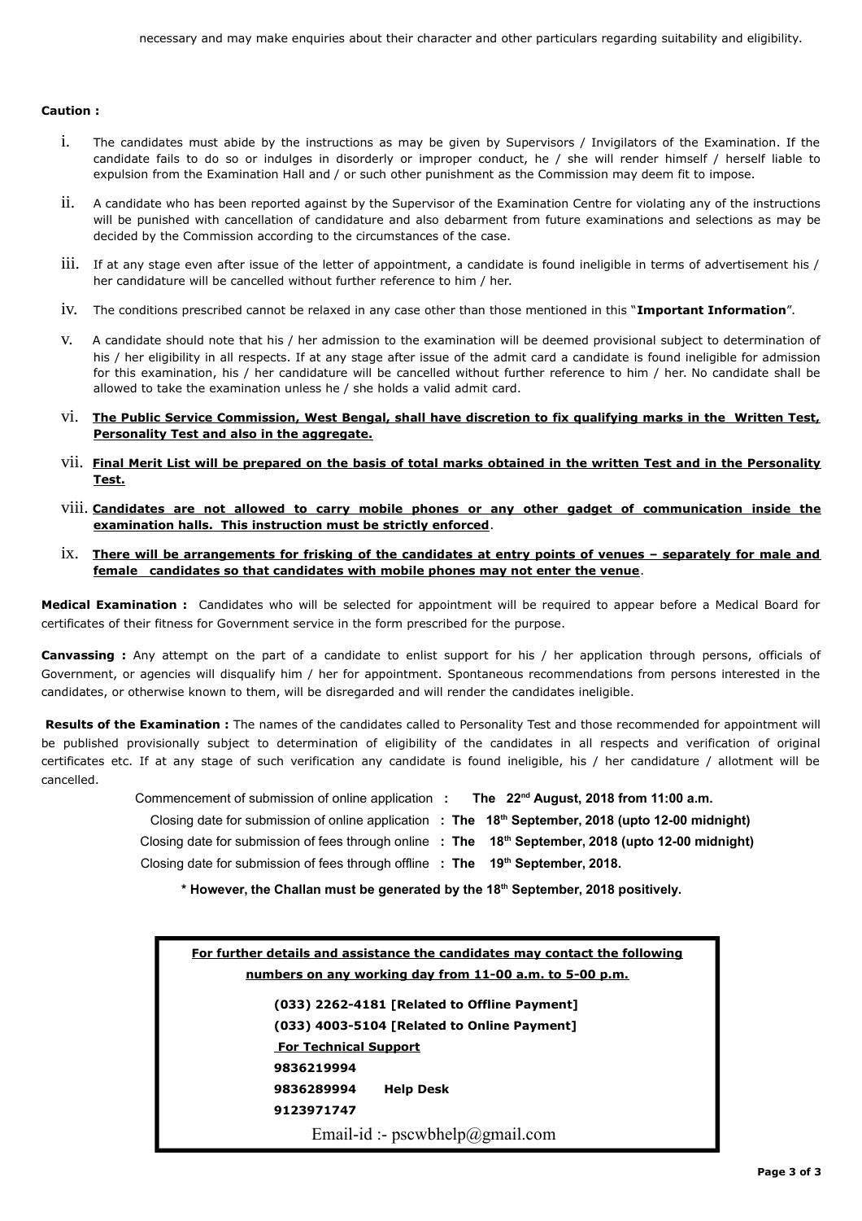necessary and may make enquiries about their character and other particulars regarding suitability and eligibility.

**Caution :**

i. The candidates must abide by the instructions as may be given by Supervisors / Invigilators of the Examination. If the candidate fails to do so or indulges in disorderly or improper conduct, he / she will render himself / herself liable to expulsion from the Examination Hall and / or such other punishment as the Commission may deem fit to impose.

ii. A candidate who has been reported against by the Supervisor of the Examination Centre for violating any of the instructions will be punished with cancellation of candidature and also debarment from future examinations and selections as may be decided by the Commission according to the circumstances of the case.

iii. If at any stage even after issue of the letter of appointment, a candidate is found ineligible in terms of advertisement his / her candidature will be cancelled without further reference to him / her.

iv. The conditions prescribed cannot be relaxed in any case other than those mentioned in this "**Important Information**".

v. A candidate should note that his / her admission to the examination will be deemed provisional subject to determination of his / her eligibility in all respects. If at any stage after issue of the admit card a candidate is found ineligible for admission for this examination, his / her candidature will be cancelled without further reference to him / her. No candidate shall be allowed to take the examination unless he / she holds a valid admit card.

vi. **The Public Service Commission, West Bengal, shall have discretion to fix qualifying marks in the Written Test, Personality Test and also in the aggregate.**

vii. **Final Merit List will be prepared on the basis of total marks obtained in the written Test and in the Personality Test.**

viii. **Candidates are not allowed to carry mobile phones or any other gadget of communication inside the examination halls. This instruction must be strictly enforced**.

ix. **There will be arrangements for frisking of the candidates at entry points of venues – separately for male and female candidates so that candidates with mobile phones may not enter the venue**.

**Medical Examination :** Candidates who will be selected for appointment will be required to appear before a Medical Board for certificates of their fitness for Government service in the form prescribed for the purpose.

**Canvassing :** Any attempt on the part of a candidate to enlist support for his / her application through persons, officials of Government, or agencies will disqualify him / her for appointment. Spontaneous recommendations from persons interested in the candidates, or otherwise known to them, will be disregarded and will render the candidates ineligible.

**Results of the Examination :** The names of the candidates called to Personality Test and those recommended for appointment will be published provisionally subject to determination of eligibility of the candidates in all respects and verification of original certificates etc. If at any stage of such verification any candidate is found ineligible, his / her candidature / allotment will be cancelled.

| | |
|---|---|
| Commencement of submission of online application | : **The 22nd August, 2018 from 11:00 a.m.** |
| Closing date for submission of online application | : **The 18th September, 2018 (upto 12-00 midnight)** |
| Closing date for submission of fees through online | : **The 18th September, 2018 (upto 12-00 midnight)** |
| Closing date for submission of fees through offline | : **The 19th September, 2018.** |

**\* However, the Challan must be generated by the 18th September, 2018 positively.**

**For further details and assistance the candidates may contact the following numbers on any working day from 11-00 a.m. to 5-00 p.m.**

**(033) 2262-4181 [Related to Offline Payment]**

**(033) 4003-5104 [Related to Online Payment]**

**For Technical Support**

**9836219994**

**9836289994 Help Desk**

**9123971747**

Email-id :- pscwbhelp@gmail.com